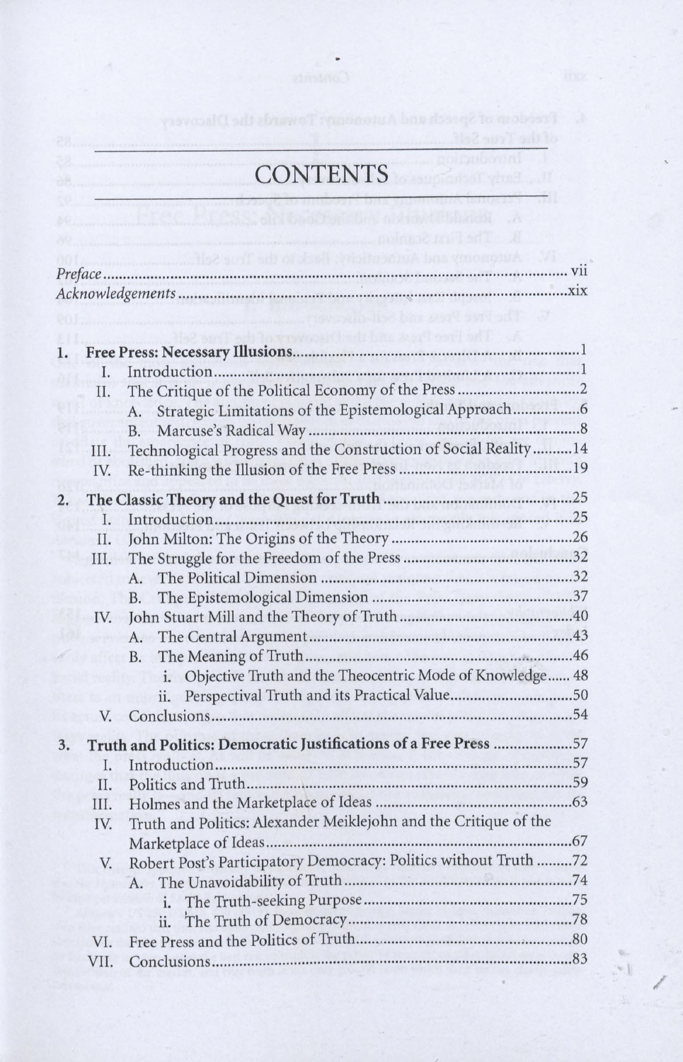# CONTENTS

*Preface* .......... vii
*Acknowledgements* .......... xix

**1. Free Press: Necessary Illusions** .......... 1

- I. Introduction .......... 1
- II. The Critique of the Political Economy of the Press .......... 2
  - A. Strategic Limitations of the Epistemological Approach .......... 6
  - B. Marcuse's Radical Way .......... 8
- III. Technological Progress and the Construction of Social Reality .......... 14
- IV. Re-thinking the Illusion of the Free Press .......... 19

**2. The Classic Theory and the Quest for Truth** .......... 25

- I. Introduction .......... 25
- II. John Milton: The Origins of the Theory .......... 26
- III. The Struggle for the Freedom of the Press .......... 32
  - A. The Political Dimension .......... 32
  - B. The Epistemological Dimension .......... 37
- IV. John Stuart Mill and the Theory of Truth .......... 40
  - A. The Central Argument .......... 43
  - B. The Meaning of Truth .......... 46
    - i. Objective Truth and the Theocentric Mode of Knowledge .......... 48
    - ii. Perspectival Truth and its Practical Value .......... 50
- V. Conclusions .......... 54

**3. Truth and Politics: Democratic Justifications of a Free Press** .......... 57

- I. Introduction .......... 57
- II. Politics and Truth .......... 59
- III. Holmes and the Marketplace of Ideas .......... 63
- IV. Truth and Politics: Alexander Meiklejohn and the Critique of the Marketplace of Ideas .......... 67
- V. Robert Post's Participatory Democracy: Politics without Truth .......... 72
  - A. The Unavoidability of Truth .......... 74
    - i. The Truth-seeking Purpose .......... 75
    - ii. The Truth of Democracy .......... 78
- VI. Free Press and the Politics of Truth .......... 80
- VII. Conclusions .......... 83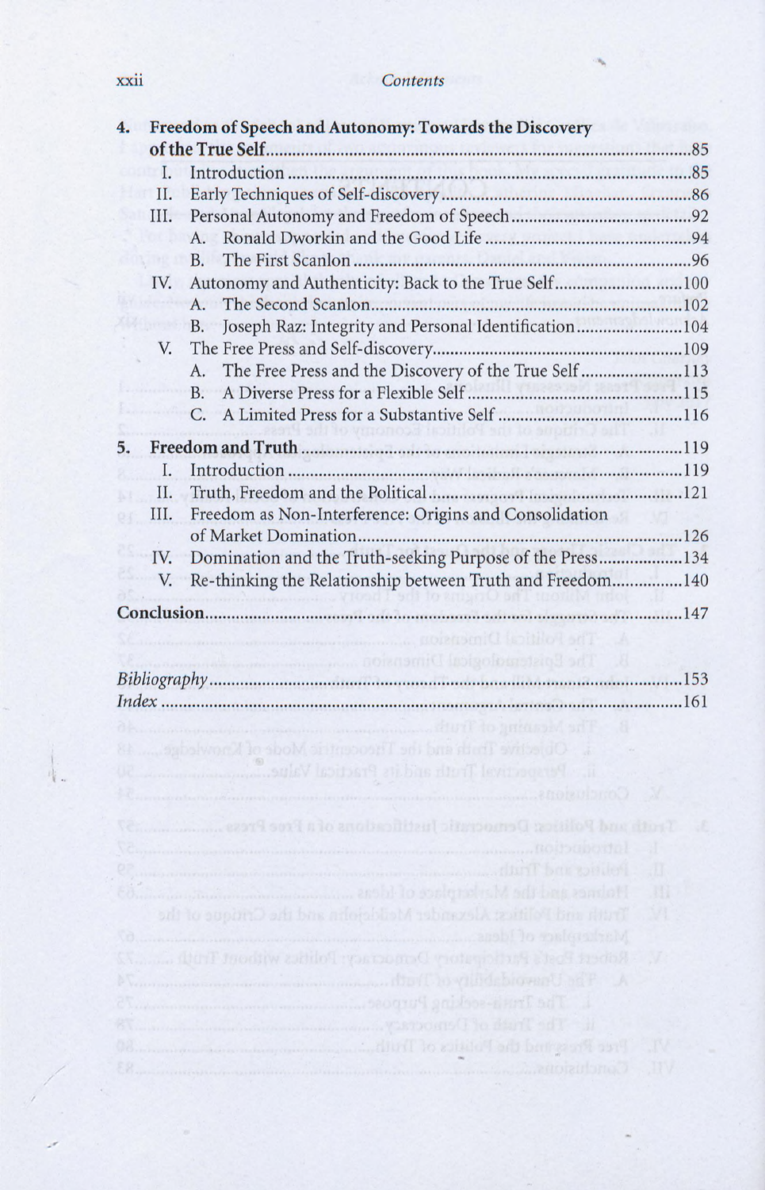**4. Freedom of Speech and Autonomy: Towards the Discovery of the True Self** ....................85

- I. Introduction ....................85
- II. Early Techniques of Self-discovery ....................86
- III. Personal Autonomy and Freedom of Speech ....................92
  - A. Ronald Dworkin and the Good Life ....................94
  - B. The First Scanlon ....................96
- IV. Autonomy and Authenticity: Back to the True Self ....................100
  - A. The Second Scanlon ....................102
  - B. Joseph Raz: Integrity and Personal Identification ....................104
- V. The Free Press and Self-discovery ....................109
  - A. The Free Press and the Discovery of the True Self ....................113
  - B. A Diverse Press for a Flexible Self ....................115
  - C. A Limited Press for a Substantive Self ....................116

**5. Freedom and Truth** ....................119

- I. Introduction ....................119
- II. Truth, Freedom and the Political ....................121
- III. Freedom as Non-Interference: Origins and Consolidation of Market Domination ....................126
- IV. Domination and the Truth-seeking Purpose of the Press ....................134
- V. Re-thinking the Relationship between Truth and Freedom ....................140

**Conclusion** ....................147

*Bibliography* ....................153

*Index* ....................161